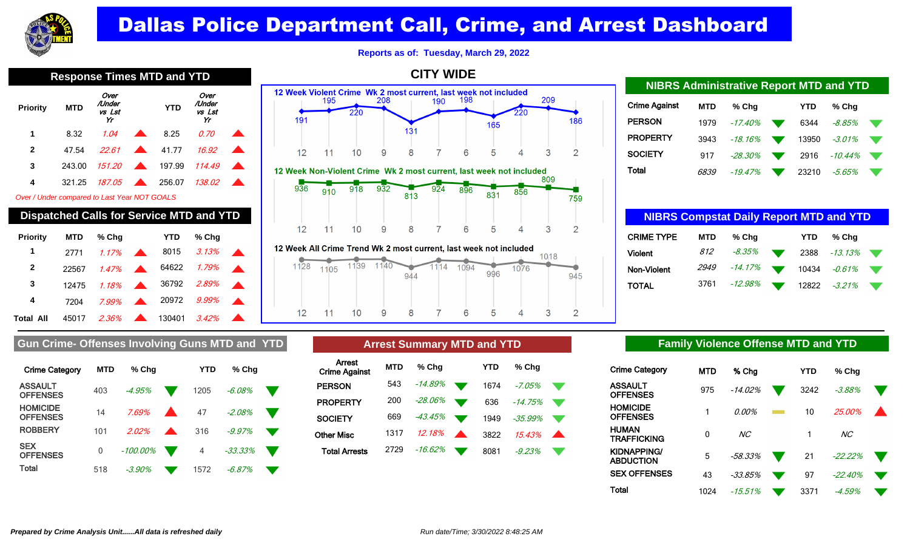# Dallas Police Department Call, Crime, and Arrest Dashboard

**Reports as of: Tuesday, March 29, 2022**

## Response Times MTD and YTD

| Priority | MTD | Over /Under vs Lst Yr | | YTD | Over /Under vs Lst Yr | |
|---|---|---|---|---|---|---|
| 1 | 8.32 | 1.04 | ▲ | 8.25 | 0.70 | ▲ |
| 2 | 47.54 | 22.61 | ▲ | 41.77 | 16.92 | ▲ |
| 3 | 243.00 | 151.20 | ▲ | 197.99 | 114.49 | ▲ |
| 4 | 321.25 | 187.05 | ▲ | 256.07 | 138.02 | ▲ |

*Over / Under compared to Last Year NOT GOALS*

## Dispatched Calls for Service MTD and YTD

| Priority | MTD | % Chg | | YTD | % Chg | |
|---|---|---|---|---|---|---|
| 1 | 2771 | 1.17% | ▲ | 8015 | 3.13% | ▲ |
| 2 | 22567 | 1.47% | ▲ | 64622 | 1.79% | ▲ |
| 3 | 12475 | 1.18% | ▲ | 36792 | 2.89% | ▲ |
| 4 | 7204 | 7.99% | ▲ | 20972 | 9.99% | ▲ |
| Total All | 45017 | 2.36% | ▲ | 130401 | 3.42% | ▲ |

## CITY WIDE

**12 Week Violent Crime Wk 2 most current, last week not included**

| Week | 12 | 11 | 10 | 9 | 8 | 7 | 6 | 5 | 4 | 3 | 2 |
|---|---|---|---|---|---|---|---|---|---|---|---|
| Count | 191 | 195 | 220 | 208 | 131 | 190 | 198 | 165 | 220 | 209 | 186 |

**12 Week Non-Violent Crime Wk 2 most current, last week not included**

| Week | 12 | 11 | 10 | 9 | 8 | 7 | 6 | 5 | 4 | 3 | 2 |
|---|---|---|---|---|---|---|---|---|---|---|---|
| Count | 936 | 910 | 918 | 932 | 813 | 924 | 896 | 831 | 856 | 809 | 759 |

**12 Week All Crime Trend Wk 2 most current, last week not included**

| Week | 12 | 11 | 10 | 9 | 8 | 7 | 6 | 5 | 4 | 3 | 2 |
|---|---|---|---|---|---|---|---|---|---|---|---|
| Count | 1128 | 1105 | 1139 | 1140 | 944 | 1114 | 1094 | 996 | 1076 | 1018 | 945 |

## NIBRS Administrative Report MTD and YTD

| Crime Against | MTD | % Chg | | YTD | % Chg | |
|---|---|---|---|---|---|---|
| PERSON | 1979 | -17.40% | ▼ | 6344 | -8.85% | ▼ |
| PROPERTY | 3943 | -18.16% | ▼ | 13950 | -3.01% | ▼ |
| SOCIETY | 917 | -28.30% | ▼ | 2916 | -10.44% | ▼ |
| Total | 6839 | -19.47% | ▼ | 23210 | -5.65% | ▼ |

## NIBRS Compstat Daily Report MTD and YTD

| CRIME TYPE | MTD | % Chg | | YTD | % Chg | |
|---|---|---|---|---|---|---|
| Violent | 812 | -8.35% | ▼ | 2388 | -13.13% | ▼ |
| Non-Violent | 2949 | -14.17% | ▼ | 10434 | -0.61% | ▼ |
| TOTAL | 3761 | -12.98% | ▼ | 12822 | -3.21% | ▼ |

## Gun Crime- Offenses Involving Guns MTD and YTD

| Crime Category | MTD | % Chg | | YTD | % Chg | |
|---|---|---|---|---|---|---|
| ASSAULT OFFENSES | 403 | -4.95% | ▼ | 1205 | -6.08% | ▼ |
| HOMICIDE OFFENSES | 14 | 7.69% | ▲ | 47 | -2.08% | ▼ |
| ROBBERY | 101 | 2.02% | ▲ | 316 | -9.97% | ▼ |
| SEX OFFENSES | 0 | -100.00% | ▼ | 4 | -33.33% | ▼ |
| Total | 518 | -3.90% | ▼ | 1572 | -6.87% | ▼ |

## Arrest Summary MTD and YTD

| Arrest Crime Against | MTD | % Chg | | YTD | % Chg | |
|---|---|---|---|---|---|---|
| PERSON | 543 | -14.89% | ▼ | 1674 | -7.05% | ▼ |
| PROPERTY | 200 | -28.06% | ▼ | 636 | -14.75% | ▼ |
| SOCIETY | 669 | -43.45% | ▼ | 1949 | -35.99% | ▼ |
| Other Misc | 1317 | 12.18% | ▲ | 3822 | 15.43% | ▲ |
| Total Arrests | 2729 | -16.62% | ▼ | 8081 | -9.23% | ▼ |

## Family Violence Offense MTD and YTD

| Crime Category | MTD | % Chg | | YTD | % Chg | |
|---|---|---|---|---|---|---|
| ASSAULT OFFENSES | 975 | -14.02% | ▼ | 3242 | -3.88% | ▼ |
| HOMICIDE OFFENSES | 1 | 0.00% | ▬ | 10 | 25.00% | ▲ |
| HUMAN TRAFFICKING | 0 | NC | | 1 | NC | |
| KIDNAPPING/ ABDUCTION | 5 | -58.33% | ▼ | 21 | -22.22% | ▼ |
| SEX OFFENSES | 43 | -33.85% | ▼ | 97 | -22.40% | ▼ |
| Total | 1024 | -15.51% | ▼ | 3371 | -4.59% | ▼ |

***Prepared by Crime Analysis Unit......All data is refreshed daily***

*Run date/Time; 3/30/2022 8:48:25 AM*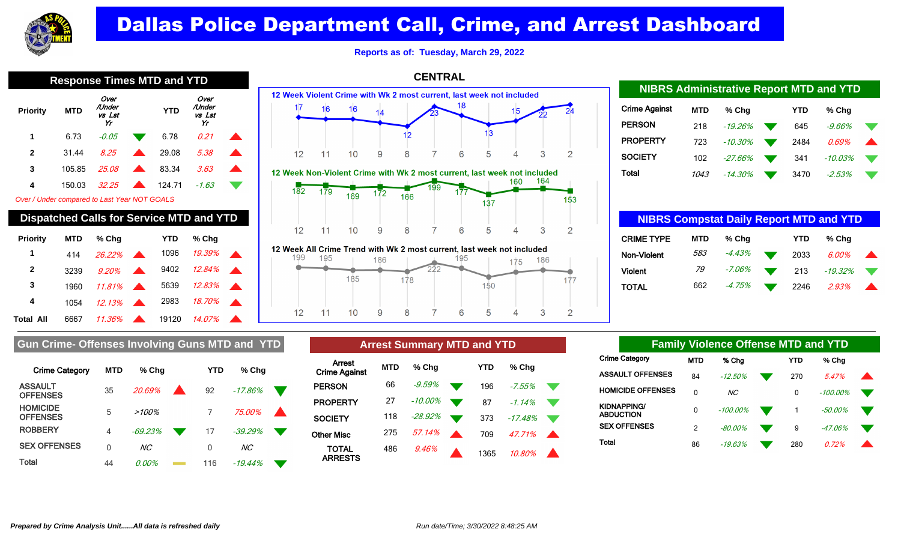# Dallas Police Department Call, Crime, and Arrest Dashboard

**Reports as of: Tuesday, March 29, 2022**

## Response Times MTD and YTD

| Priority | MTD | Over /Under vs Lst Yr | | YTD | Over /Under vs Lst Yr | |
|---|---|---|---|---|---|---|
| 1 | 6.73 | -0.05 | ▼ | 6.78 | 0.21 | ▲ |
| 2 | 31.44 | 8.25 | ▲ | 29.08 | 5.38 | ▲ |
| 3 | 105.85 | 25.08 | ▲ | 83.34 | 3.63 | ▲ |
| 4 | 150.03 | 32.25 | ▲ | 124.71 | -1.63 | ▼ |

*Over / Under compared to Last Year NOT GOALS*

## Dispatched Calls for Service MTD and YTD

| Priority | MTD | % Chg | | YTD | % Chg | |
|---|---|---|---|---|---|---|
| 1 | 414 | 26.22% | ▲ | 1096 | 19.39% | ▲ |
| 2 | 3239 | 9.20% | ▲ | 9402 | 12.84% | ▲ |
| 3 | 1960 | 11.81% | ▲ | 5639 | 12.83% | ▲ |
| 4 | 1054 | 12.13% | ▲ | 2983 | 18.70% | ▲ |
| Total All | 6667 | 11.36% | ▲ | 19120 | 14.07% | ▲ |

## CENTRAL

**12 Week Violent Crime with Wk 2 most current, last week not included**

| Week | 12 | 11 | 10 | 9 | 8 | 7 | 6 | 5 | 4 | 3 | 2 |
|---|---|---|---|---|---|---|---|---|---|---|---|
| Count | 17 | 16 | 16 | 14 | 12 | 23 | 18 | 13 | 15 | 22 | 24 |

**12 Week Non-Violent Crime with Wk 2 most current, last week not included**

| Week | 12 | 11 | 10 | 9 | 8 | 7 | 6 | 5 | 4 | 3 | 2 |
|---|---|---|---|---|---|---|---|---|---|---|---|
| Count | 182 | 179 | 169 | 172 | 166 | 199 | 177 | 137 | 160 | 164 | 153 |

**12 Week All Crime Trend with Wk 2 most current, last week not included**

| Week | 12 | 11 | 10 | 9 | 8 | 7 | 6 | 5 | 4 | 3 | 2 |
|---|---|---|---|---|---|---|---|---|---|---|---|
| Count | 199 | 195 | 185 | 186 | 178 | 222 | 195 | 150 | 175 | 186 | 177 |

## NIBRS Administrative Report MTD and YTD

| Crime Against | MTD | % Chg | | YTD | % Chg | |
|---|---|---|---|---|---|---|
| PERSON | 218 | -19.26% | ▼ | 645 | -9.66% | ▼ |
| PROPERTY | 723 | -10.30% | ▼ | 2484 | 0.69% | ▲ |
| SOCIETY | 102 | -27.66% | ▼ | 341 | -10.03% | ▼ |
| Total | 1043 | -14.30% | ▼ | 3470 | -2.53% | ▼ |

## NIBRS Compstat Daily Report MTD and YTD

| CRIME TYPE | MTD | % Chg | | YTD | % Chg | |
|---|---|---|---|---|---|---|
| Non-Violent | 583 | -4.43% | ▼ | 2033 | 6.00% | ▲ |
| Violent | 79 | -7.06% | ▼ | 213 | -19.32% | ▼ |
| TOTAL | 662 | -4.75% | ▼ | 2246 | 2.93% | ▲ |

## Gun Crime- Offenses Involving Guns MTD and YTD

| Crime Category | MTD | % Chg | | YTD | % Chg | |
|---|---|---|---|---|---|---|
| ASSAULT OFFENSES | 35 | 20.69% | ▲ | 92 | -17.86% | ▼ |
| HOMICIDE OFFENSES | 5 | >100% | | 7 | 75.00% | ▲ |
| ROBBERY | 4 | -69.23% | ▼ | 17 | -39.29% | ▼ |
| SEX OFFENSES | 0 | NC | | 0 | NC | |
| Total | 44 | 0.00% | ▬ | 116 | -19.44% | ▼ |

## Arrest Summary MTD and YTD

| Arrest Crime Against | MTD | % Chg | | YTD | % Chg | |
|---|---|---|---|---|---|---|
| PERSON | 66 | -9.59% | ▼ | 196 | -7.55% | ▼ |
| PROPERTY | 27 | -10.00% | ▼ | 87 | -1.14% | ▼ |
| SOCIETY | 118 | -28.92% | ▼ | 373 | -17.48% | ▼ |
| Other Misc | 275 | 57.14% | ▲ | 709 | 47.71% | ▲ |
| TOTAL ARRESTS | 486 | 9.46% | ▲ | 1365 | 10.80% | ▲ |

## Family Violence Offense MTD and YTD

| Crime Category | MTD | % Chg | | YTD | % Chg | |
|---|---|---|---|---|---|---|
| ASSAULT OFFENSES | 84 | -12.50% | ▼ | 270 | 5.47% | ▲ |
| HOMICIDE OFFENSES | 0 | NC | | 0 | -100.00% | ▼ |
| KIDNAPPING/ ABDUCTION | 0 | -100.00% | ▼ | 1 | -50.00% | ▼ |
| SEX OFFENSES | 2 | -80.00% | ▼ | 9 | -47.06% | ▼ |
| Total | 86 | -19.63% | ▼ | 280 | 0.72% | ▲ |

***Prepared by Crime Analysis Unit......All data is refreshed daily***

*Run date/Time; 3/30/2022 8:48:25 AM*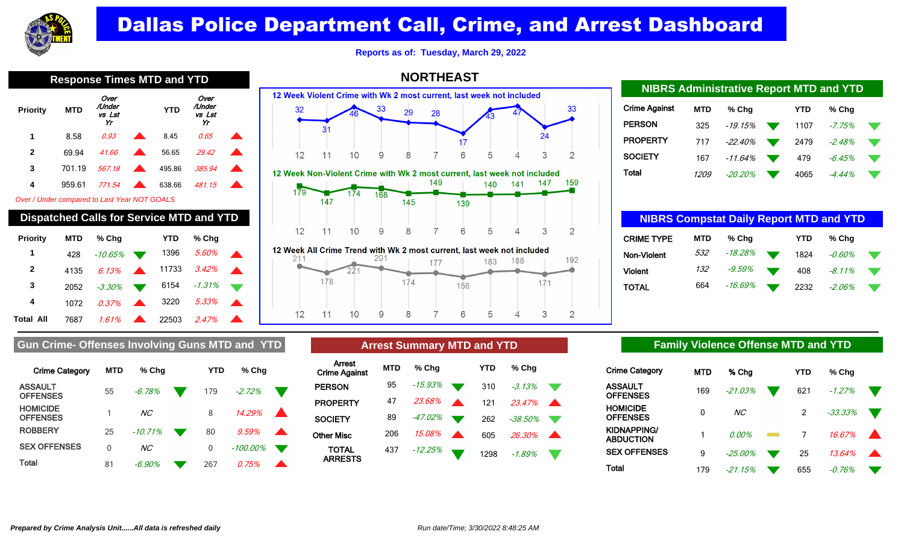# Dallas Police Department Call, Crime, and Arrest Dashboard

Reports as of: Tuesday, March 29, 2022

## NORTHEAST

## Response Times MTD and YTD

| Priority | MTD | Over /Under vs Lst Yr | | YTD | Over /Under vs Lst Yr | |
|---|---|---|---|---|---|---|
| 1 | 8.58 | 0.93 | ▲ | 8.45 | 0.65 | ▲ |
| 2 | 69.94 | 41.66 | ▲ | 56.65 | 29.42 | ▲ |
| 3 | 701.19 | 567.18 | ▲ | 495.86 | 385.94 | ▲ |
| 4 | 959.61 | 771.54 | ▲ | 638.66 | 481.15 | ▲ |

*Over / Under compared to Last Year NOT GOALS*

## Dispatched Calls for Service MTD and YTD

| Priority | MTD | % Chg | | YTD | % Chg | |
|---|---|---|---|---|---|---|
| 1 | 428 | -10.65% | ▼ | 1396 | 5.60% | ▲ |
| 2 | 4135 | 6.13% | ▲ | 11733 | 3.42% | ▲ |
| 3 | 2052 | -3.30% | ▼ | 6154 | -1.31% | ▼ |
| 4 | 1072 | 0.37% | ▲ | 3220 | 5.33% | ▲ |
| Total All | 7687 | 1.61% | ▲ | 22503 | 2.47% | ▲ |

### 12 Week Violent Crime with Wk 2 most current, last week not included

| Week | 12 | 11 | 10 | 9 | 8 | 7 | 6 | 5 | 4 | 3 | 2 |
|---|---|---|---|---|---|---|---|---|---|---|---|
| Count | 32 | 31 | 46 | 33 | 29 | 28 | 17 | 43 | 47 | 24 | 33 |

### 12 Week Non-Violent Crime with Wk 2 most current, last week not included

| Week | 12 | 11 | 10 | 9 | 8 | 7 | 6 | 5 | 4 | 3 | 2 |
|---|---|---|---|---|---|---|---|---|---|---|---|
| Count | 179 | 147 | 174 | 168 | 145 | 149 | 139 | 140 | 141 | 147 | 159 |

### 12 Week All Crime Trend with Wk 2 most current, last week not included

| Week | 12 | 11 | 10 | 9 | 8 | 7 | 6 | 5 | 4 | 3 | 2 |
|---|---|---|---|---|---|---|---|---|---|---|---|
| Count | 211 | 178 | 221 | 201 | 174 | 177 | 156 | 183 | 188 | 171 | 192 |

## NIBRS Administrative Report MTD and YTD

| Crime Against | MTD | % Chg | | YTD | % Chg | |
|---|---|---|---|---|---|---|
| PERSON | 325 | -19.15% | ▼ | 1107 | -7.75% | ▼ |
| PROPERTY | 717 | -22.40% | ▼ | 2479 | -2.48% | ▼ |
| SOCIETY | 167 | -11.64% | ▼ | 479 | -6.45% | ▼ |
| Total | 1209 | -20.20% | ▼ | 4065 | -4.44% | ▼ |

## NIBRS Compstat Daily Report MTD and YTD

| CRIME TYPE | MTD | % Chg | | YTD | % Chg | |
|---|---|---|---|---|---|---|
| Non-Violent | 532 | -18.28% | ▼ | 1824 | -0.60% | ▼ |
| Violent | 132 | -9.59% | ▼ | 408 | -8.11% | ▼ |
| TOTAL | 664 | -16.69% | ▼ | 2232 | -2.06% | ▼ |

## Gun Crime- Offenses Involving Guns MTD and YTD

| Crime Category | MTD | % Chg | | YTD | % Chg | |
|---|---|---|---|---|---|---|
| ASSAULT OFFENSES | 55 | -6.78% | ▼ | 179 | -2.72% | ▼ |
| HOMICIDE OFFENSES | 1 | NC | | 8 | 14.29% | ▲ |
| ROBBERY | 25 | -10.71% | ▼ | 80 | 9.59% | ▲ |
| SEX OFFENSES | 0 | NC | | 0 | -100.00% | ▼ |
| Total | 81 | -6.90% | ▼ | 267 | 0.75% | ▲ |

## Arrest Summary MTD and YTD

| Arrest Crime Against | MTD | % Chg | | YTD | % Chg | |
|---|---|---|---|---|---|---|
| PERSON | 95 | -15.93% | ▼ | 310 | -3.13% | ▼ |
| PROPERTY | 47 | 23.68% | ▲ | 121 | 23.47% | ▲ |
| SOCIETY | 89 | -47.02% | ▼ | 262 | -38.50% | ▼ |
| Other Misc | 206 | 15.08% | ▲ | 605 | 26.30% | ▲ |
| TOTAL ARRESTS | 437 | -12.25% | ▼ | 1298 | -1.89% | ▼ |

## Family Violence Offense MTD and YTD

| Crime Category | MTD | % Chg | | YTD | % Chg | |
|---|---|---|---|---|---|---|
| ASSAULT OFFENSES | 169 | -21.03% | ▼ | 621 | -1.27% | ▼ |
| HOMICIDE OFFENSES | 0 | NC | | 2 | -33.33% | ▼ |
| KIDNAPPING/ ABDUCTION | 1 | 0.00% | ▬ | 7 | 16.67% | ▲ |
| SEX OFFENSES | 9 | -25.00% | ▼ | 25 | 13.64% | ▲ |
| Total | 179 | -21.15% | ▼ | 655 | -0.76% | ▼ |

*Prepared by Crime Analysis Unit......All data is refreshed daily*

*Run date/Time; 3/30/2022 8:48:25 AM*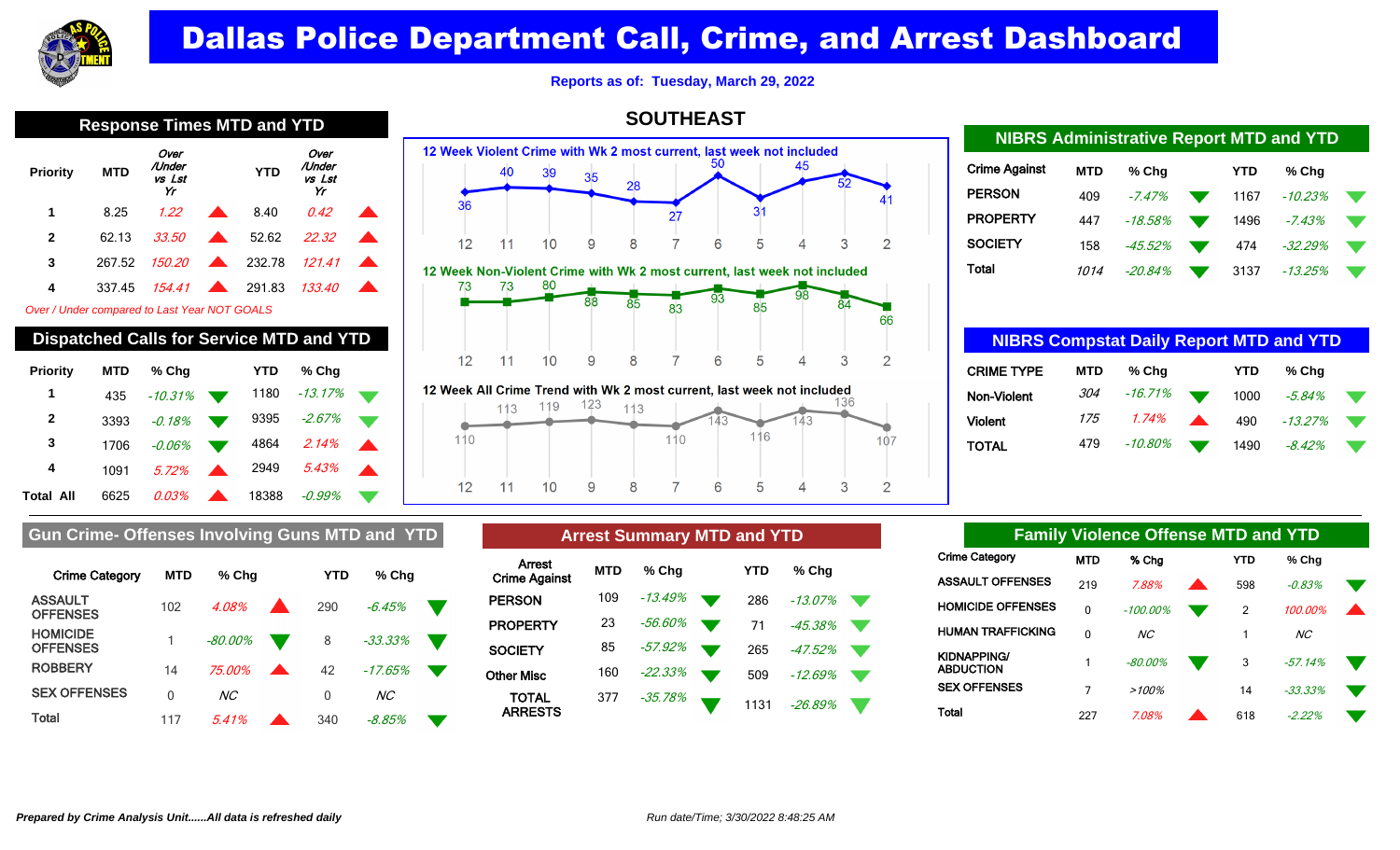# Dallas Police Department Call, Crime, and Arrest Dashboard

**Reports as of: Tuesday, March 29, 2022**

## SOUTHEAST

## Response Times MTD and YTD

| Priority | MTD | Over /Under vs Lst Yr | | YTD | Over /Under vs Lst Yr | |
|---|---|---|---|---|---|---|
| 1 | 8.25 | 1.22 | ▲ | 8.40 | 0.42 | ▲ |
| 2 | 62.13 | 33.50 | ▲ | 52.62 | 22.32 | ▲ |
| 3 | 267.52 | 150.20 | ▲ | 232.78 | 121.41 | ▲ |
| 4 | 337.45 | 154.41 | ▲ | 291.83 | 133.40 | ▲ |

*Over / Under compared to Last Year NOT GOALS*

## Dispatched Calls for Service MTD and YTD

| Priority | MTD | % Chg | | YTD | % Chg | |
|---|---|---|---|---|---|---|
| 1 | 435 | -10.31% | ▼ | 1180 | -13.17% | ▼ |
| 2 | 3393 | -0.18% | ▼ | 9395 | -2.67% | ▼ |
| 3 | 1706 | -0.06% | ▼ | 4864 | 2.14% | ▲ |
| 4 | 1091 | 5.72% | ▲ | 2949 | 5.43% | ▲ |
| Total All | 6625 | 0.03% | ▲ | 18388 | -0.99% | ▼ |

## 12 Week Violent Crime with Wk 2 most current, last week not included

| Week | 12 | 11 | 10 | 9 | 8 | 7 | 6 | 5 | 4 | 3 | 2 |
|---|---|---|---|---|---|---|---|---|---|---|---|
| Count | 36 | 40 | 39 | 35 | 28 | 27 | 50 | 31 | 45 | 52 | 41 |

## 12 Week Non-Violent Crime with Wk 2 most current, last week not included

| Week | 12 | 11 | 10 | 9 | 8 | 7 | 6 | 5 | 4 | 3 | 2 |
|---|---|---|---|---|---|---|---|---|---|---|---|
| Count | 73 | 73 | 80 | 88 | 85 | 83 | 93 | 85 | 98 | 84 | 66 |

## 12 Week All Crime Trend with Wk 2 most current, last week not included

| Week | 12 | 11 | 10 | 9 | 8 | 7 | 6 | 5 | 4 | 3 | 2 |
|---|---|---|---|---|---|---|---|---|---|---|---|
| Count | 110 | 113 | 119 | 123 | 113 | 110 | 143 | 116 | 143 | 136 | 107 |

## NIBRS Administrative Report MTD and YTD

| Crime Against | MTD | % Chg | | YTD | % Chg | |
|---|---|---|---|---|---|---|
| PERSON | 409 | -7.47% | ▼ | 1167 | -10.23% | ▼ |
| PROPERTY | 447 | -18.58% | ▼ | 1496 | -7.43% | ▼ |
| SOCIETY | 158 | -45.52% | ▼ | 474 | -32.29% | ▼ |
| Total | 1014 | -20.84% | ▼ | 3137 | -13.25% | ▼ |

## NIBRS Compstat Daily Report MTD and YTD

| CRIME TYPE | MTD | % Chg | | YTD | % Chg | |
|---|---|---|---|---|---|---|
| Non-Violent | 304 | -16.71% | ▼ | 1000 | -5.84% | ▼ |
| Violent | 175 | 1.74% | ▲ | 490 | -13.27% | ▼ |
| TOTAL | 479 | -10.80% | ▼ | 1490 | -8.42% | ▼ |

## Gun Crime- Offenses Involving Guns MTD and YTD

| Crime Category | MTD | % Chg | | YTD | % Chg | |
|---|---|---|---|---|---|---|
| ASSAULT OFFENSES | 102 | 4.08% | ▲ | 290 | -6.45% | ▼ |
| HOMICIDE OFFENSES | 1 | -80.00% | ▼ | 8 | -33.33% | ▼ |
| ROBBERY | 14 | 75.00% | ▲ | 42 | -17.65% | ▼ |
| SEX OFFENSES | 0 | NC | | 0 | NC | |
| Total | 117 | 5.41% | ▲ | 340 | -8.85% | ▼ |

## Arrest Summary MTD and YTD

| Arrest Crime Against | MTD | % Chg | | YTD | % Chg | |
|---|---|---|---|---|---|---|
| PERSON | 109 | -13.49% | ▼ | 286 | -13.07% | ▼ |
| PROPERTY | 23 | -56.60% | ▼ | 71 | -45.38% | ▼ |
| SOCIETY | 85 | -57.92% | ▼ | 265 | -47.52% | ▼ |
| Other Misc | 160 | -22.33% | ▼ | 509 | -12.69% | ▼ |
| TOTAL ARRESTS | 377 | -35.78% | ▼ | 1131 | -26.89% | ▼ |

## Family Violence Offense MTD and YTD

| Crime Category | MTD | % Chg | | YTD | % Chg | |
|---|---|---|---|---|---|---|
| ASSAULT OFFENSES | 219 | 7.88% | ▲ | 598 | -0.83% | ▼ |
| HOMICIDE OFFENSES | 0 | -100.00% | ▼ | 2 | 100.00% | ▲ |
| HUMAN TRAFFICKING | 0 | NC | | 1 | NC | |
| KIDNAPPING/ ABDUCTION | 1 | -80.00% | ▼ | 3 | -57.14% | ▼ |
| SEX OFFENSES | 7 | >100% | | 14 | -33.33% | ▼ |
| Total | 227 | 7.08% | ▲ | 618 | -2.22% | ▼ |

***Prepared by Crime Analysis Unit......All data is refreshed daily***

*Run date/Time; 3/30/2022 8:48:25 AM*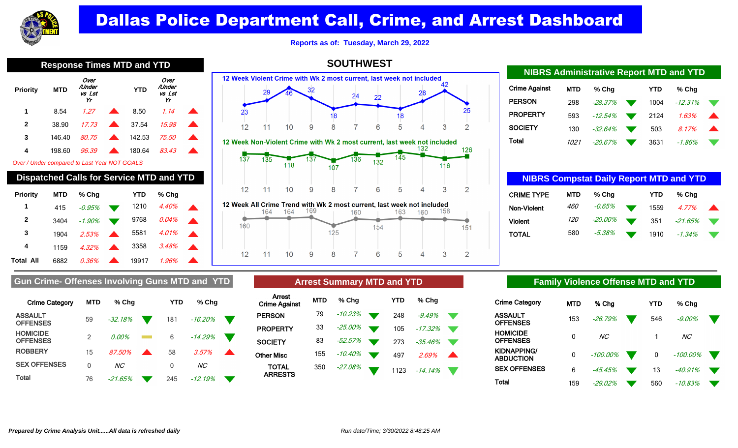# Dallas Police Department Call, Crime, and Arrest Dashboard

**Reports as of: Tuesday, March 29, 2022**

## SOUTHWEST

## Response Times MTD and YTD

| Priority | MTD | Over /Under vs Lst Yr | | YTD | Over /Under vs Lst Yr | |
|---|---|---|---|---|---|---|
| 1 | 8.54 | *1.27* | ▲ | 8.50 | *1.14* | ▲ |
| 2 | 38.90 | *17.73* | ▲ | 37.54 | *15.98* | ▲ |
| 3 | 146.40 | *80.75* | ▲ | 142.53 | *75.50* | ▲ |
| 4 | 198.60 | *96.39* | ▲ | 180.64 | *83.43* | ▲ |

*Over / Under compared to Last Year NOT GOALS*

## Dispatched Calls for Service MTD and YTD

| Priority | MTD | % Chg | | YTD | % Chg | |
|---|---|---|---|---|---|---|
| 1 | 415 | *-0.95%* | ▼ | 1210 | *4.40%* | ▲ |
| 2 | 3404 | *-1.90%* | ▼ | 9768 | *0.04%* | ▲ |
| 3 | 1904 | *2.53%* | ▲ | 5581 | *4.01%* | ▲ |
| 4 | 1159 | *4.32%* | ▲ | 3358 | *3.48%* | ▲ |
| Total All | 6882 | *0.36%* | ▲ | 19917 | *1.96%* | ▲ |

## 12 Week Crime Trends

**12 Week Violent Crime with Wk 2 most current, last week not included**

| Week | 12 | 11 | 10 | 9 | 8 | 7 | 6 | 5 | 4 | 3 | 2 |
|---|---|---|---|---|---|---|---|---|---|---|---|
| Count | 23 | 29 | 46 | 32 | 18 | 24 | 22 | 18 | 28 | 42 | 25 |

**12 Week Non-Violent Crime with Wk 2 most current, last week not included**

| Week | 12 | 11 | 10 | 9 | 8 | 7 | 6 | 5 | 4 | 3 | 2 |
|---|---|---|---|---|---|---|---|---|---|---|---|
| Count | 137 | 135 | 118 | 137 | 107 | 136 | 132 | 145 | 132 | 116 | 126 |

**12 Week All Crime Trend with Wk 2 most current, last week not included**

| Week | 12 | 11 | 10 | 9 | 8 | 7 | 6 | 5 | 4 | 3 | 2 |
|---|---|---|---|---|---|---|---|---|---|---|---|
| Count | 160 | 164 | 164 | 169 | 125 | 160 | 154 | 163 | 160 | 158 | 151 |

## NIBRS Administrative Report MTD and YTD

| Crime Against | MTD | % Chg | | YTD | % Chg | |
|---|---|---|---|---|---|---|
| PERSON | 298 | *-28.37%* | ▼ | 1004 | *-12.31%* | ▼ |
| PROPERTY | 593 | *-12.54%* | ▼ | 2124 | *1.63%* | ▲ |
| SOCIETY | 130 | *-32.64%* | ▼ | 503 | *8.17%* | ▲ |
| Total | *1021* | *-20.67%* | ▼ | 3631 | *-1.86%* | ▼ |

## NIBRS Compstat Daily Report MTD and YTD

| CRIME TYPE | MTD | % Chg | | YTD | % Chg | |
|---|---|---|---|---|---|---|
| Non-Violent | *460* | *-0.65%* | ▼ | 1559 | *4.77%* | ▲ |
| Violent | *120* | *-20.00%* | ▼ | 351 | *-21.65%* | ▼ |
| TOTAL | 580 | *-5.38%* | ▼ | 1910 | *-1.34%* | ▼ |

## Gun Crime- Offenses Involving Guns MTD and YTD

| Crime Category | MTD | % Chg | | YTD | % Chg | |
|---|---|---|---|---|---|---|
| ASSAULT OFFENSES | 59 | *-32.18%* | ▼ | 181 | *-16.20%* | ▼ |
| HOMICIDE OFFENSES | 2 | *0.00%* | ▬ | 6 | *-14.29%* | ▼ |
| ROBBERY | 15 | *87.50%* | ▲ | 58 | *3.57%* | ▲ |
| SEX OFFENSES | 0 | *NC* | | 0 | *NC* | |
| Total | 76 | *-21.65%* | ▼ | 245 | *-12.19%* | ▼ |

## Arrest Summary MTD and YTD

| Arrest Crime Against | MTD | % Chg | | YTD | % Chg | |
|---|---|---|---|---|---|---|
| PERSON | 79 | *-10.23%* | ▼ | 248 | *-9.49%* | ▼ |
| PROPERTY | 33 | *-25.00%* | ▼ | 105 | *-17.32%* | ▼ |
| SOCIETY | 83 | *-52.57%* | ▼ | 273 | *-35.46%* | ▼ |
| Other Misc | 155 | *-10.40%* | ▼ | 497 | *2.69%* | ▲ |
| TOTAL ARRESTS | 350 | *-27.08%* | ▼ | 1123 | *-14.14%* | ▼ |

## Family Violence Offense MTD and YTD

| Crime Category | MTD | % Chg | | YTD | % Chg | |
|---|---|---|---|---|---|---|
| ASSAULT OFFENSES | 153 | *-26.79%* | ▼ | 546 | *-9.00%* | ▼ |
| HOMICIDE OFFENSES | 0 | *NC* | | 1 | *NC* | |
| KIDNAPPING/ ABDUCTION | 0 | *-100.00%* | ▼ | 0 | *-100.00%* | ▼ |
| SEX OFFENSES | 6 | *-45.45%* | ▼ | 13 | *-40.91%* | ▼ |
| Total | 159 | *-29.02%* | ▼ | 560 | *-10.83%* | ▼ |

***Prepared by Crime Analysis Unit......All data is refreshed daily***

*Run date/Time; 3/30/2022 8:48:25 AM*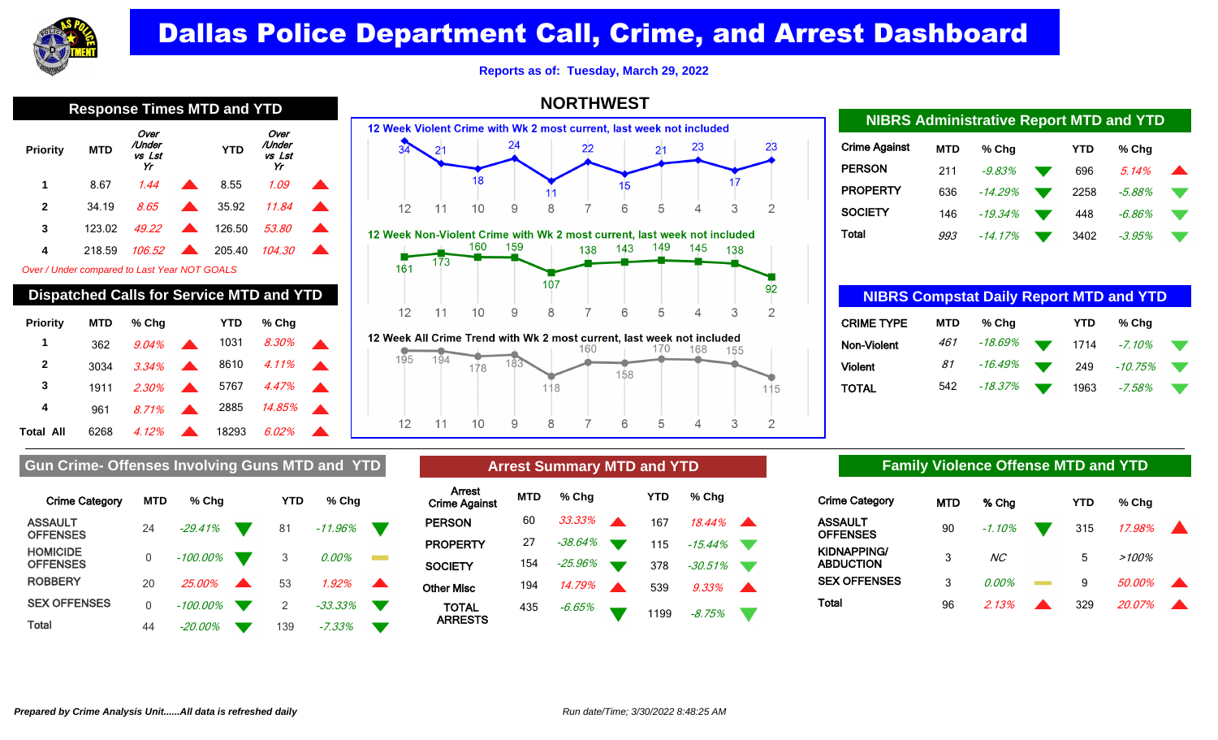# Dallas Police Department Call, Crime, and Arrest Dashboard

**Reports as of: Tuesday, March 29, 2022**

## Response Times MTD and YTD

| Priority | MTD | Over /Under vs Lst Yr | | YTD | Over /Under vs Lst Yr | |
|---|---|---|---|---|---|---|
| 1 | 8.67 | *1.44* | ▲ | 8.55 | *1.09* | ▲ |
| 2 | 34.19 | *8.65* | ▲ | 35.92 | *11.84* | ▲ |
| 3 | 123.02 | *49.22* | ▲ | 126.50 | *53.80* | ▲ |
| 4 | 218.59 | *106.52* | ▲ | 205.40 | *104.30* | ▲ |

*Over / Under compared to Last Year NOT GOALS*

## Dispatched Calls for Service MTD and YTD

| Priority | MTD | % Chg | | YTD | % Chg | |
|---|---|---|---|---|---|---|
| 1 | 362 | *9.04%* | ▲ | 1031 | *8.30%* | ▲ |
| 2 | 3034 | *3.34%* | ▲ | 8610 | *4.11%* | ▲ |
| 3 | 1911 | *2.30%* | ▲ | 5767 | *4.47%* | ▲ |
| 4 | 961 | *8.71%* | ▲ | 2885 | *14.85%* | ▲ |
| Total All | 6268 | *4.12%* | ▲ | 18293 | *6.02%* | ▲ |

## NORTHWEST

**12 Week Violent Crime with Wk 2 most current, last week not included**

| Week | 12 | 11 | 10 | 9 | 8 | 7 | 6 | 5 | 4 | 3 | 2 |
|---|---|---|---|---|---|---|---|---|---|---|---|
| Count | 34 | 21 | 18 | 24 | 11 | 22 | 15 | 21 | 23 | 17 | 23 |

**12 Week Non-Violent Crime with Wk 2 most current, last week not included**

| Week | 12 | 11 | 10 | 9 | 8 | 7 | 6 | 5 | 4 | 3 | 2 |
|---|---|---|---|---|---|---|---|---|---|---|---|
| Count | 161 | 173 | 160 | 159 | 107 | 138 | 143 | 149 | 145 | 138 | 92 |

**12 Week All Crime Trend with Wk 2 most current, last week not included**

| Week | 12 | 11 | 10 | 9 | 8 | 7 | 6 | 5 | 4 | 3 | 2 |
|---|---|---|---|---|---|---|---|---|---|---|---|
| Count | 195 | 194 | 178 | 183 | 118 | 160 | 158 | 170 | 168 | 155 | 115 |

## NIBRS Administrative Report MTD and YTD

| Crime Against | MTD | % Chg | | YTD | % Chg | |
|---|---|---|---|---|---|---|
| PERSON | 211 | *-9.83%* | ▼ | 696 | *5.14%* | ▲ |
| PROPERTY | 636 | *-14.29%* | ▼ | 2258 | *-5.88%* | ▼ |
| SOCIETY | 146 | *-19.34%* | ▼ | 448 | *-6.86%* | ▼ |
| Total | *993* | *-14.17%* | ▼ | 3402 | *-3.95%* | ▼ |

## NIBRS Compstat Daily Report MTD and YTD

| CRIME TYPE | MTD | % Chg | | YTD | % Chg | |
|---|---|---|---|---|---|---|
| Non-Violent | *461* | *-18.69%* | ▼ | 1714 | *-7.10%* | ▼ |
| Violent | *81* | *-16.49%* | ▼ | 249 | *-10.75%* | ▼ |
| TOTAL | 542 | *-18.37%* | ▼ | 1963 | *-7.58%* | ▼ |

## Gun Crime- Offenses Involving Guns MTD and YTD

| Crime Category | MTD | % Chg | | YTD | % Chg | |
|---|---|---|---|---|---|---|
| ASSAULT OFFENSES | 24 | *-29.41%* | ▼ | 81 | *-11.96%* | ▼ |
| HOMICIDE OFFENSES | 0 | *-100.00%* | ▼ | 3 | *0.00%* | ▬ |
| ROBBERY | 20 | *25.00%* | ▲ | 53 | *1.92%* | ▲ |
| SEX OFFENSES | 0 | *-100.00%* | ▼ | 2 | *-33.33%* | ▼ |
| Total | 44 | *-20.00%* | ▼ | 139 | *-7.33%* | ▼ |

## Arrest Summary MTD and YTD

| Arrest Crime Against | MTD | % Chg | | YTD | % Chg | |
|---|---|---|---|---|---|---|
| PERSON | 60 | *33.33%* | ▲ | 167 | *18.44%* | ▲ |
| PROPERTY | 27 | *-38.64%* | ▼ | 115 | *-15.44%* | ▼ |
| SOCIETY | 154 | *-25.96%* | ▼ | 378 | *-30.51%* | ▼ |
| Other Misc | 194 | *14.79%* | ▲ | 539 | *9.33%* | ▲ |
| TOTAL ARRESTS | 435 | *-6.65%* | ▼ | 1199 | *-8.75%* | ▼ |

## Family Violence Offense MTD and YTD

| Crime Category | MTD | % Chg | | YTD | % Chg | |
|---|---|---|---|---|---|---|
| ASSAULT OFFENSES | 90 | *-1.10%* | ▼ | 315 | *17.98%* | ▲ |
| KIDNAPPING/ ABDUCTION | 3 | *NC* | | 5 | *>100%* | |
| SEX OFFENSES | 3 | *0.00%* | ▬ | 9 | *50.00%* | ▲ |
| Total | 96 | *2.13%* | ▲ | 329 | *20.07%* | ▲ |

***Prepared by Crime Analysis Unit......All data is refreshed daily***

*Run date/Time; 3/30/2022 8:48:25 AM*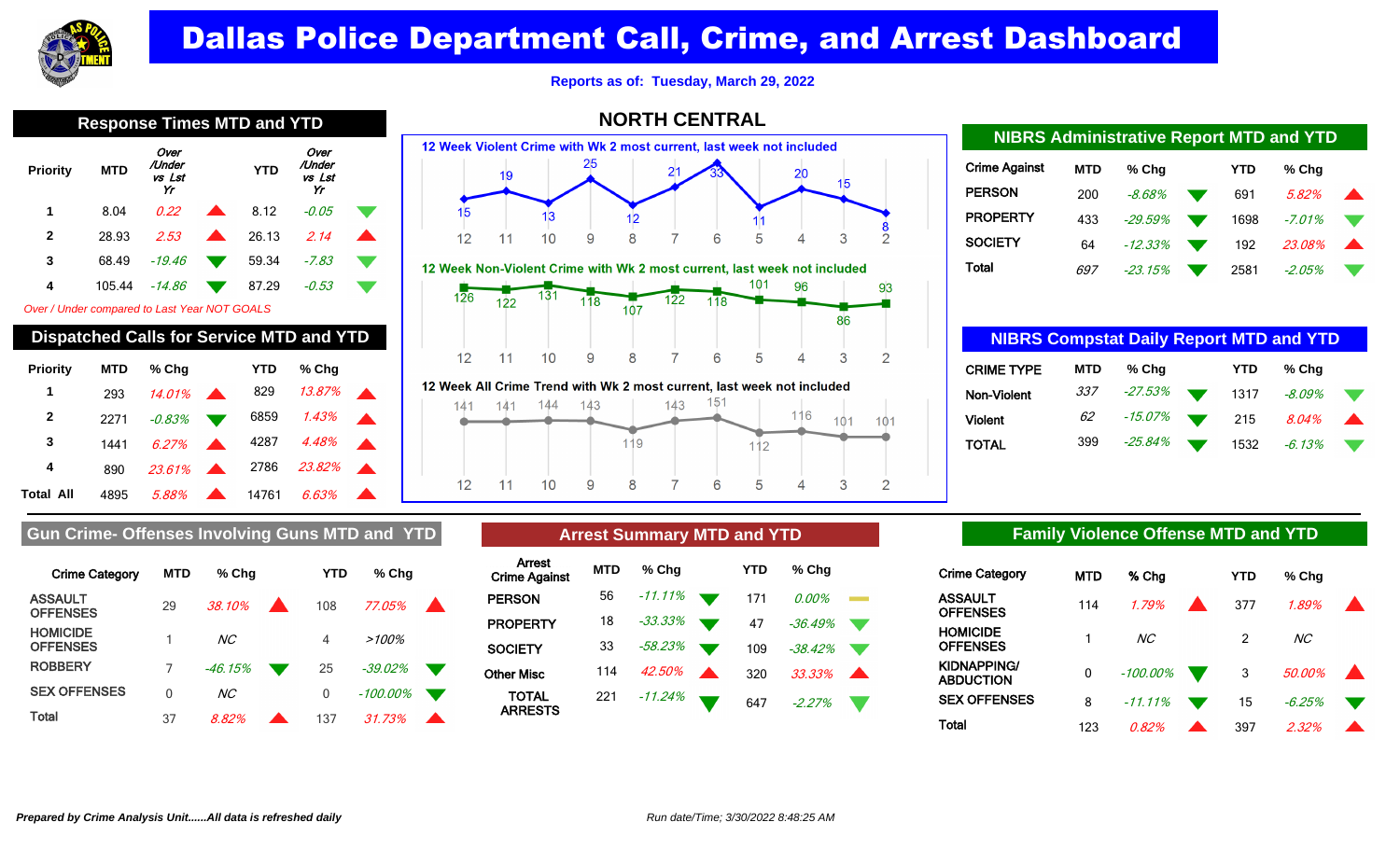# Dallas Police Department Call, Crime, and Arrest Dashboard

**Reports as of: Tuesday, March 29, 2022**

## NORTH CENTRAL

### Response Times MTD and YTD

| Priority | MTD | Over /Under vs Lst Yr | | YTD | Over /Under vs Lst Yr | |
|---|---|---|---|---|---|---|
| 1 | 8.04 | *0.22* | ▲ | 8.12 | *-0.05* | ▼ |
| 2 | 28.93 | *2.53* | ▲ | 26.13 | *2.14* | ▲ |
| 3 | 68.49 | *-19.46* | ▼ | 59.34 | *-7.83* | ▼ |
| 4 | 105.44 | *-14.86* | ▼ | 87.29 | *-0.53* | ▼ |

*Over / Under compared to Last Year NOT GOALS*

### Dispatched Calls for Service MTD and YTD

| Priority | MTD | % Chg | | YTD | % Chg | |
|---|---|---|---|---|---|---|
| 1 | 293 | *14.01%* | ▲ | 829 | *13.87%* | ▲ |
| 2 | 2271 | *-0.83%* | ▼ | 6859 | *1.43%* | ▲ |
| 3 | 1441 | *6.27%* | ▲ | 4287 | *4.48%* | ▲ |
| 4 | 890 | *23.61%* | ▲ | 2786 | *23.82%* | ▲ |
| Total All | 4895 | *5.88%* | ▲ | 14761 | *6.63%* | ▲ |

### 12 Week Violent Crime with Wk 2 most current, last week not included

| Week | 12 | 11 | 10 | 9 | 8 | 7 | 6 | 5 | 4 | 3 | 2 |
|---|---|---|---|---|---|---|---|---|---|---|---|
| Count | 15 | 19 | 13 | 25 | 12 | 21 | 33 | 11 | 20 | 15 | 8 |

### 12 Week Non-Violent Crime with Wk 2 most current, last week not included

| Week | 12 | 11 | 10 | 9 | 8 | 7 | 6 | 5 | 4 | 3 | 2 |
|---|---|---|---|---|---|---|---|---|---|---|---|
| Count | 126 | 122 | 131 | 118 | 107 | 122 | 118 | 101 | 96 | 86 | 93 |

### 12 Week All Crime Trend with Wk 2 most current, last week not included

| Week | 12 | 11 | 10 | 9 | 8 | 7 | 6 | 5 | 4 | 3 | 2 |
|---|---|---|---|---|---|---|---|---|---|---|---|
| Count | 141 | 141 | 144 | 143 | 119 | 143 | 151 | 112 | 116 | 101 | 101 |

### NIBRS Administrative Report MTD and YTD

| Crime Against | MTD | % Chg | | YTD | % Chg | |
|---|---|---|---|---|---|---|
| PERSON | 200 | *-8.68%* | ▼ | 691 | *5.82%* | ▲ |
| PROPERTY | 433 | *-29.59%* | ▼ | 1698 | *-7.01%* | ▼ |
| SOCIETY | 64 | *-12.33%* | ▼ | 192 | *23.08%* | ▲ |
| Total | *697* | *-23.15%* | ▼ | 2581 | *-2.05%* | ▼ |

### NIBRS Compstat Daily Report MTD and YTD

| CRIME TYPE | MTD | % Chg | | YTD | % Chg | |
|---|---|---|---|---|---|---|
| Non-Violent | *337* | *-27.53%* | ▼ | 1317 | *-8.09%* | ▼ |
| Violent | *62* | *-15.07%* | ▼ | 215 | *8.04%* | ▲ |
| TOTAL | 399 | *-25.84%* | ▼ | 1532 | *-6.13%* | ▼ |

### Gun Crime- Offenses Involving Guns MTD and YTD

| Crime Category | MTD | % Chg | | YTD | % Chg | |
|---|---|---|---|---|---|---|
| ASSAULT OFFENSES | 29 | *38.10%* | ▲ | 108 | *77.05%* | ▲ |
| HOMICIDE OFFENSES | 1 | *NC* | | 4 | *>100%* | |
| ROBBERY | 7 | *-46.15%* | ▼ | 25 | *-39.02%* | ▼ |
| SEX OFFENSES | 0 | *NC* | | 0 | *-100.00%* | ▼ |
| Total | 37 | *8.82%* | ▲ | 137 | *31.73%* | ▲ |

### Arrest Summary MTD and YTD

| Arrest Crime Against | MTD | % Chg | | YTD | % Chg | |
|---|---|---|---|---|---|---|
| PERSON | 56 | *-11.11%* | ▼ | 171 | *0.00%* | ▬ |
| PROPERTY | 18 | *-33.33%* | ▼ | 47 | *-36.49%* | ▼ |
| SOCIETY | 33 | *-58.23%* | ▼ | 109 | *-38.42%* | ▼ |
| Other Misc | 114 | *42.50%* | ▲ | 320 | *33.33%* | ▲ |
| TOTAL ARRESTS | 221 | *-11.24%* | ▼ | 647 | *-2.27%* | ▼ |

### Family Violence Offense MTD and YTD

| Crime Category | MTD | % Chg | | YTD | % Chg | |
|---|---|---|---|---|---|---|
| ASSAULT OFFENSES | 114 | *1.79%* | ▲ | 377 | *1.89%* | ▲ |
| HOMICIDE OFFENSES | 1 | *NC* | | 2 | *NC* | |
| KIDNAPPING/ ABDUCTION | 0 | *-100.00%* | ▼ | 3 | *50.00%* | ▲ |
| SEX OFFENSES | 8 | *-11.11%* | ▼ | 15 | *-6.25%* | ▼ |
| Total | 123 | *0.82%* | ▲ | 397 | *2.32%* | ▲ |

***Prepared by Crime Analysis Unit......All data is refreshed daily***

*Run date/Time; 3/30/2022 8:48:25 AM*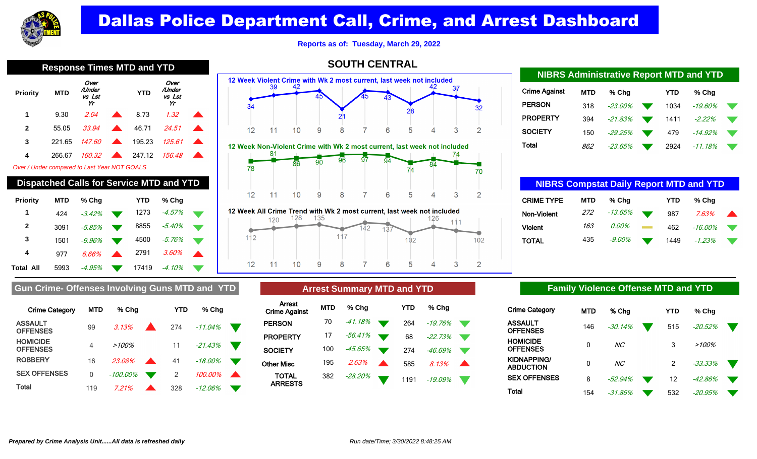# Dallas Police Department Call, Crime, and Arrest Dashboard

**Reports as of: Tuesday, March 29, 2022**

## SOUTH CENTRAL

## Response Times MTD and YTD

| Priority | MTD | Over /Under vs Lst Yr | | YTD | Over /Under vs Lst Yr | |
|---|---|---|---|---|---|---|
| 1 | 9.30 | 2.04 | ▲ | 8.73 | 1.32 | ▲ |
| 2 | 55.05 | 33.94 | ▲ | 46.71 | 24.51 | ▲ |
| 3 | 221.65 | 147.60 | ▲ | 195.23 | 125.61 | ▲ |
| 4 | 266.67 | 160.32 | ▲ | 247.12 | 156.48 | ▲ |

*Over / Under compared to Last Year NOT GOALS*

## Dispatched Calls for Service MTD and YTD

| Priority | MTD | % Chg | | YTD | % Chg | |
|---|---|---|---|---|---|---|
| 1 | 424 | -3.42% | ▼ | 1273 | -4.57% | ▼ |
| 2 | 3091 | -5.85% | ▼ | 8855 | -5.40% | ▼ |
| 3 | 1501 | -9.96% | ▼ | 4500 | -5.76% | ▼ |
| 4 | 977 | 6.66% | ▲ | 2791 | 3.60% | ▲ |
| Total All | 5993 | -4.95% | ▼ | 17419 | -4.10% | ▼ |

12 Week Violent Crime with Wk 2 most current, last week not included

34, 39, 42, 45, 21, 45, 43, 28, 42, 37, 32

12, 11, 10, 9, 8, 7, 6, 5, 4, 3, 2

12 Week Non-Violent Crime with Wk 2 most current, last week not included

78, 81, 86, 90, 96, 97, 94, 74, 84, 74, 70

12, 11, 10, 9, 8, 7, 6, 5, 4, 3, 2

12 Week All Crime Trend with Wk 2 most current, last week not included

112, 120, 128, 135, 117, 142, 137, 102, 126, 111, 102

12, 11, 10, 9, 8, 7, 6, 5, 4, 3, 2

## NIBRS Administrative Report MTD and YTD

| Crime Against | MTD | % Chg | | YTD | % Chg | |
|---|---|---|---|---|---|---|
| PERSON | 318 | -23.00% | ▼ | 1034 | -19.60% | ▼ |
| PROPERTY | 394 | -21.83% | ▼ | 1411 | -2.22% | ▼ |
| SOCIETY | 150 | -29.25% | ▼ | 479 | -14.92% | ▼ |
| Total | 862 | -23.65% | ▼ | 2924 | -11.18% | ▼ |

## NIBRS Compstat Daily Report MTD and YTD

| CRIME TYPE | MTD | % Chg | | YTD | % Chg | |
|---|---|---|---|---|---|---|
| Non-Violent | 272 | -13.65% | ▼ | 987 | 7.63% | ▲ |
| Violent | 163 | 0.00% | ▬ | 462 | -16.00% | ▼ |
| TOTAL | 435 | -9.00% | ▼ | 1449 | -1.23% | ▼ |

## Gun Crime- Offenses Involving Guns MTD and YTD

| Crime Category | MTD | % Chg | | YTD | % Chg | |
|---|---|---|---|---|---|---|
| ASSAULT OFFENSES | 99 | 3.13% | ▲ | 274 | -11.04% | ▼ |
| HOMICIDE OFFENSES | 4 | >100% | | 11 | -21.43% | ▼ |
| ROBBERY | 16 | 23.08% | ▲ | 41 | -18.00% | ▼ |
| SEX OFFENSES | 0 | -100.00% | ▼ | 2 | 100.00% | ▲ |
| Total | 119 | 7.21% | ▲ | 328 | -12.06% | ▼ |

## Arrest Summary MTD and YTD

| Arrest Crime Against | MTD | % Chg | | YTD | % Chg | |
|---|---|---|---|---|---|---|
| PERSON | 70 | -41.18% | ▼ | 264 | -19.76% | ▼ |
| PROPERTY | 17 | -56.41% | ▼ | 68 | -22.73% | ▼ |
| SOCIETY | 100 | -45.65% | ▼ | 274 | -46.69% | ▼ |
| Other Misc | 195 | 2.63% | ▲ | 585 | 8.13% | ▲ |
| TOTAL ARRESTS | 382 | -28.20% | ▼ | 1191 | -19.09% | ▼ |

## Family Violence Offense MTD and YTD

| Crime Category | MTD | % Chg | | YTD | % Chg | |
|---|---|---|---|---|---|---|
| ASSAULT OFFENSES | 146 | -30.14% | ▼ | 515 | -20.52% | ▼ |
| HOMICIDE OFFENSES | 0 | NC | | 3 | >100% | |
| KIDNAPPING/ ABDUCTION | 0 | NC | | 2 | -33.33% | ▼ |
| SEX OFFENSES | 8 | -52.94% | ▼ | 12 | -42.86% | ▼ |
| Total | 154 | -31.86% | ▼ | 532 | -20.95% | ▼ |

*Prepared by Crime Analysis Unit......All data is refreshed daily*

*Run date/Time; 3/30/2022 8:48:25 AM*